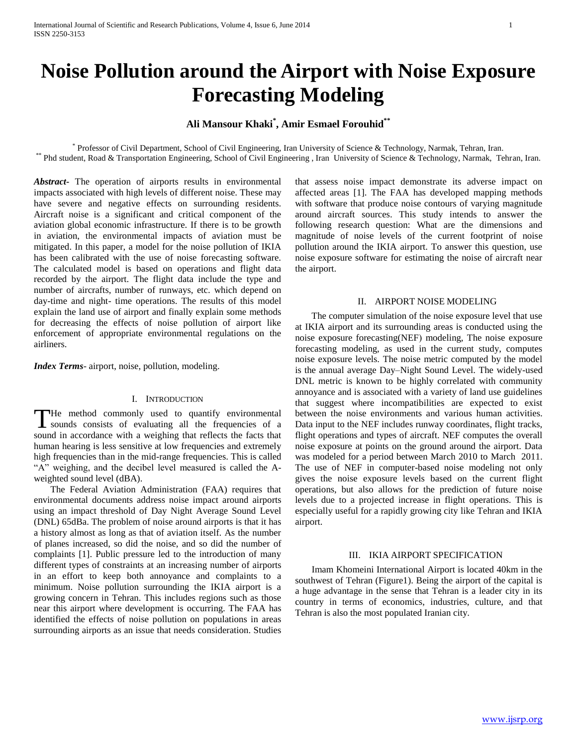# Noise Pollution around the Airport with Noise Exposure Forecasting Modeling

**Ali Mansour Khaki[*], Amir Esmael Forouhid[**]**

[*] Professor of Civil Department, School of Civil Engineering, Iran University of Science & Technology, Narmak, Tehran, Iran.
[**] Phd student, Road & Transportation Engineering, School of Civil Engineering , Iran University of Science & Technology, Narmak, Tehran, Iran.

***Abstract-*** The operation of airports results in environmental impacts associated with high levels of different noise. These may have severe and negative effects on surrounding residents. Aircraft noise is a significant and critical component of the aviation global economic infrastructure. If there is to be growth in aviation, the environmental impacts of aviation must be mitigated. In this paper, a model for the noise pollution of IKIA has been calibrated with the use of noise forecasting software. The calculated model is based on operations and flight data recorded by the airport. The flight data include the type and number of aircrafts, number of runways, etc. which depend on day-time and night- time operations. The results of this model explain the land use of airport and finally explain some methods for decreasing the effects of noise pollution of airport like enforcement of appropriate environmental regulations on the airliners.

***Index Terms*-** airport, noise, pollution, modeling.

## I. Introduction

The method commonly used to quantify environmental sounds consists of evaluating all the frequencies of a sound in accordance with a weighing that reflects the facts that human hearing is less sensitive at low frequencies and extremely high frequencies than in the mid-range frequencies. This is called "A" weighing, and the decibel level measured is called the A-weighted sound level (dBA).

The Federal Aviation Administration (FAA) requires that environmental documents address noise impact around airports using an impact threshold of Day Night Average Sound Level (DNL) 65dBa. The problem of noise around airports is that it has a history almost as long as that of aviation itself. As the number of planes increased, so did the noise, and so did the number of complaints [1]. Public pressure led to the introduction of many different types of constraints at an increasing number of airports in an effort to keep both annoyance and complaints to a minimum. Noise pollution surrounding the IKIA airport is a growing concern in Tehran. This includes regions such as those near this airport where development is occurring. The FAA has identified the effects of noise pollution on populations in areas surrounding airports as an issue that needs consideration. Studies that assess noise impact demonstrate its adverse impact on affected areas [1]. The FAA has developed mapping methods with software that produce noise contours of varying magnitude around aircraft sources. This study intends to answer the following research question: What are the dimensions and magnitude of noise levels of the current footprint of noise pollution around the IKIA airport. To answer this question, use noise exposure software for estimating the noise of aircraft near the airport.

## II. Airport Noise Modeling

The computer simulation of the noise exposure level that use at IKIA airport and its surrounding areas is conducted using the noise exposure forecasting(NEF) modeling, The noise exposure forecasting modeling, as used in the current study, computes noise exposure levels. The noise metric computed by the model is the annual average Day–Night Sound Level. The widely-used DNL metric is known to be highly correlated with community annoyance and is associated with a variety of land use guidelines that suggest where incompatibilities are expected to exist between the noise environments and various human activities. Data input to the NEF includes runway coordinates, flight tracks, flight operations and types of aircraft. NEF computes the overall noise exposure at points on the ground around the airport. Data was modeled for a period between March 2010 to March 2011. The use of NEF in computer-based noise modeling not only gives the noise exposure levels based on the current flight operations, but also allows for the prediction of future noise levels due to a projected increase in flight operations. This is especially useful for a rapidly growing city like Tehran and IKIA airport.

## III. IKIA Airport Specification

Imam Khomeini International Airport is located 40km in the southwest of Tehran (Figure1). Being the airport of the capital is a huge advantage in the sense that Tehran is a leader city in its country in terms of economics, industries, culture, and that Tehran is also the most populated Iranian city.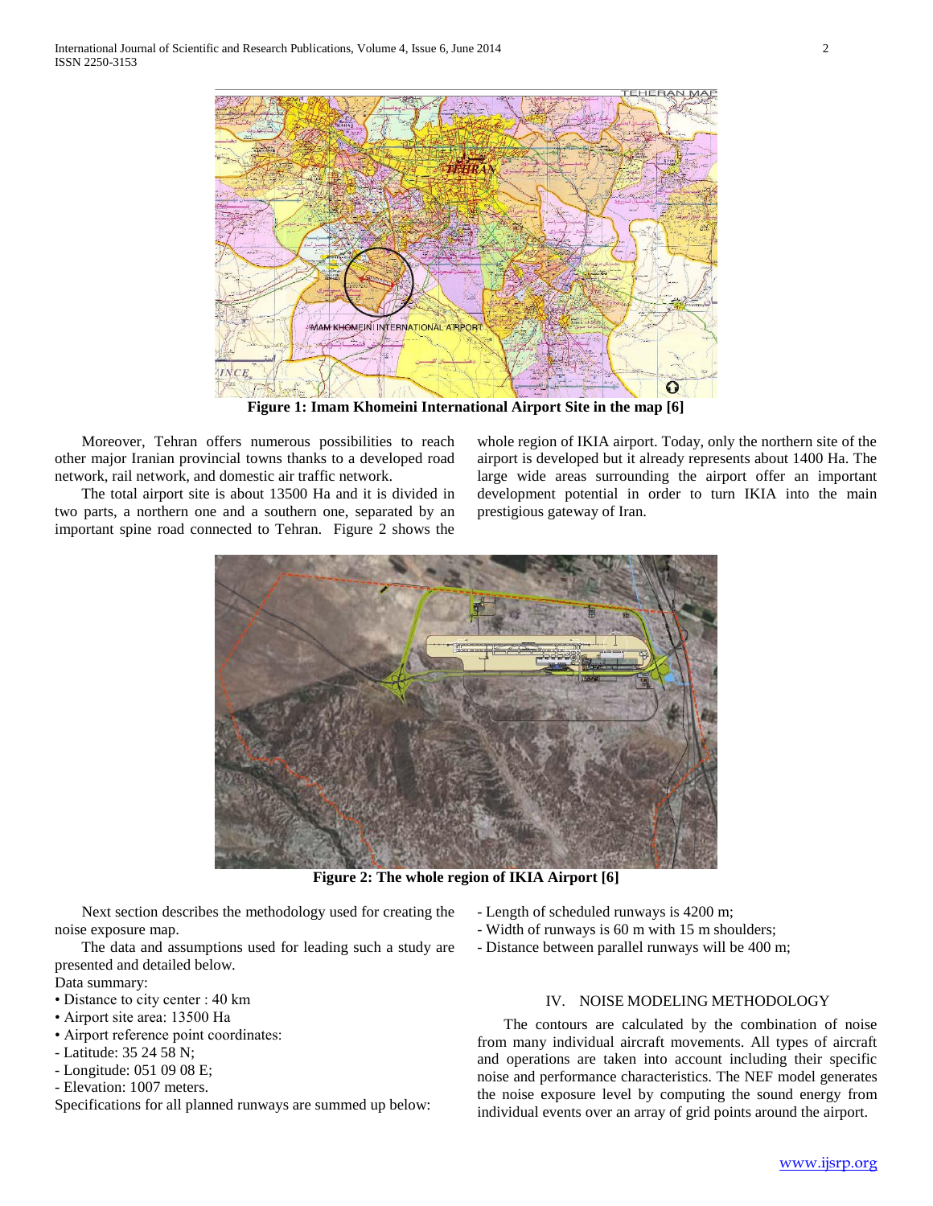Figure 1: Imam Khomeini International Airport Site in the map [6]

Moreover, Tehran offers numerous possibilities to reach other major Iranian provincial towns thanks to a developed road network, rail network, and domestic air traffic network.

The total airport site is about 13500 Ha and it is divided in two parts, a northern one and a southern one, separated by an important spine road connected to Tehran. Figure 2 shows the whole region of IKIA airport. Today, only the northern site of the airport is developed but it already represents about 1400 Ha. The large wide areas surrounding the airport offer an important development potential in order to turn IKIA into the main prestigious gateway of Iran.

Figure 2: The whole region of IKIA Airport [6]

Next section describes the methodology used for creating the noise exposure map.

The data and assumptions used for leading such a study are presented and detailed below.

Data summary:

- Distance to city center : 40 km
- Airport site area: 13500 Ha
- Airport reference point coordinates:
  - Latitude: 35 24 58 N;
  - Longitude: 051 09 08 E;
  - Elevation: 1007 meters.

Specifications for all planned runways are summed up below:

- Length of scheduled runways is 4200 m;
- Width of runways is 60 m with 15 m shoulders;
- Distance between parallel runways will be 400 m;

## IV. NOISE MODELING METHODOLOGY

The contours are calculated by the combination of noise from many individual aircraft movements. All types of aircraft and operations are taken into account including their specific noise and performance characteristics. The NEF model generates the noise exposure level by computing the sound energy from individual events over an array of grid points around the airport.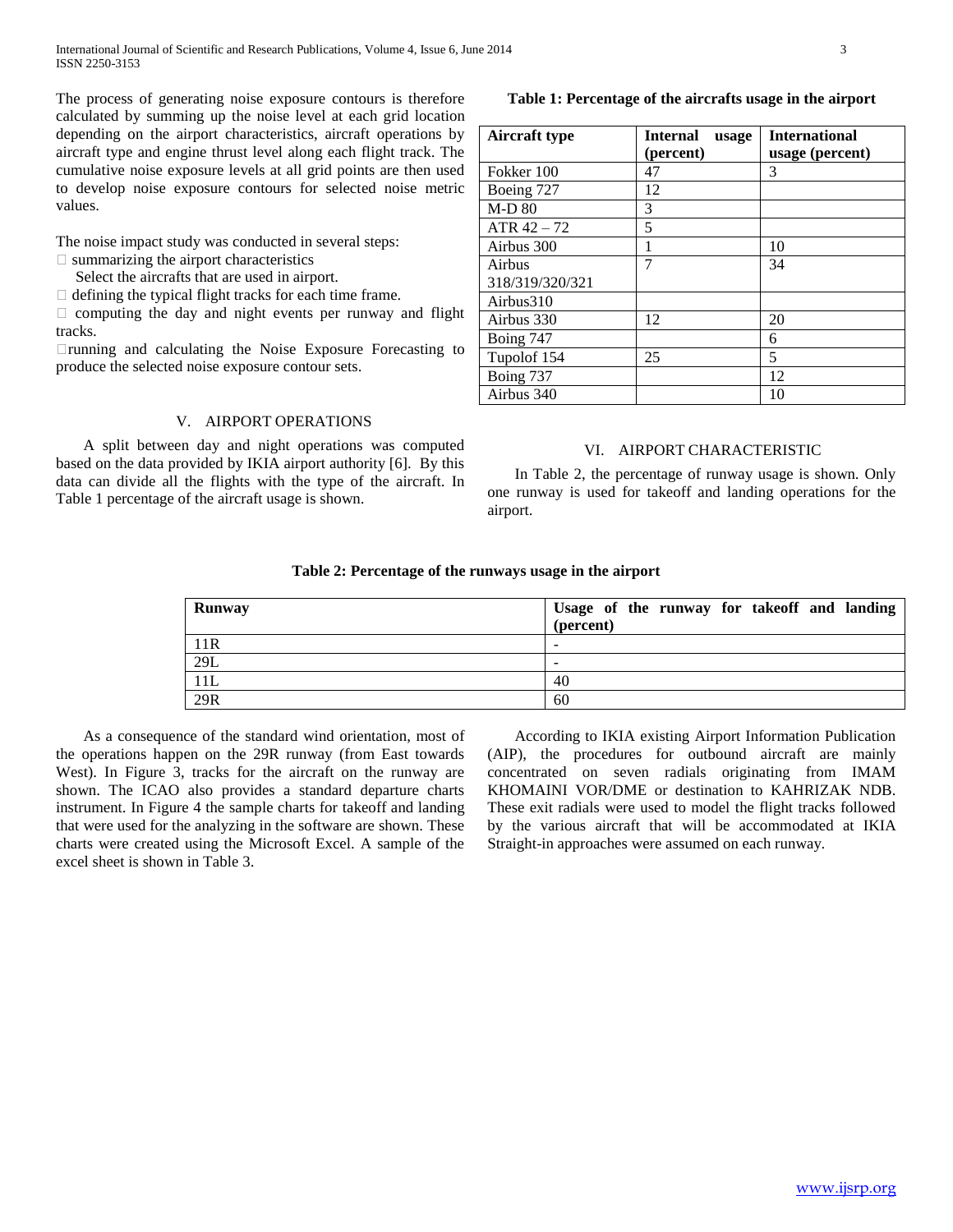The process of generating noise exposure contours is therefore calculated by summing up the noise level at each grid location depending on the airport characteristics, aircraft operations by aircraft type and engine thrust level along each flight track. The cumulative noise exposure levels at all grid points are then used to develop noise exposure contours for selected noise metric values.

The noise impact study was conducted in several steps:

- summarizing the airport characteristics
  Select the aircrafts that are used in airport.
- defining the typical flight tracks for each time frame.
- computing the day and night events per runway and flight tracks.
- running and calculating the Noise Exposure Forecasting to produce the selected noise exposure contour sets.

## V. AIRPORT OPERATIONS

A split between day and night operations was computed based on the data provided by IKIA airport authority [6]. By this data can divide all the flights with the type of the aircraft. In Table 1 percentage of the aircraft usage is shown.

**Table 1: Percentage of the aircrafts usage in the airport**

| Aircraft type | Internal usage (percent) | International usage (percent) |
|---|---|---|
| Fokker 100 | 47 | 3 |
| Boeing 727 | 12 | |
| M-D 80 | 3 | |
| ATR 42 – 72 | 5 | |
| Airbus 300 | 1 | 10 |
| Airbus 318/319/320/321 | 7 | 34 |
| Airbus310 | | |
| Airbus 330 | 12 | 20 |
| Boing 747 | | 6 |
| Tupolof 154 | 25 | 5 |
| Boing 737 | | 12 |
| Airbus 340 | | 10 |

## VI. AIRPORT CHARACTERISTIC

In Table 2, the percentage of runway usage is shown. Only one runway is used for takeoff and landing operations for the airport.

**Table 2: Percentage of the runways usage in the airport**

| Runway | Usage of the runway for takeoff and landing (percent) |
|---|---|
| 11R | - |
| 29L | - |
| 11L | 40 |
| 29R | 60 |

As a consequence of the standard wind orientation, most of the operations happen on the 29R runway (from East towards West). In Figure 3, tracks for the aircraft on the runway are shown. The ICAO also provides a standard departure charts instrument. In Figure 4 the sample charts for takeoff and landing that were used for the analyzing in the software are shown. These charts were created using the Microsoft Excel. A sample of the excel sheet is shown in Table 3.

According to IKIA existing Airport Information Publication (AIP), the procedures for outbound aircraft are mainly concentrated on seven radials originating from IMAM KHOMAINI VOR/DME or destination to KAHRIZAK NDB. These exit radials were used to model the flight tracks followed by the various aircraft that will be accommodated at IKIA Straight-in approaches were assumed on each runway.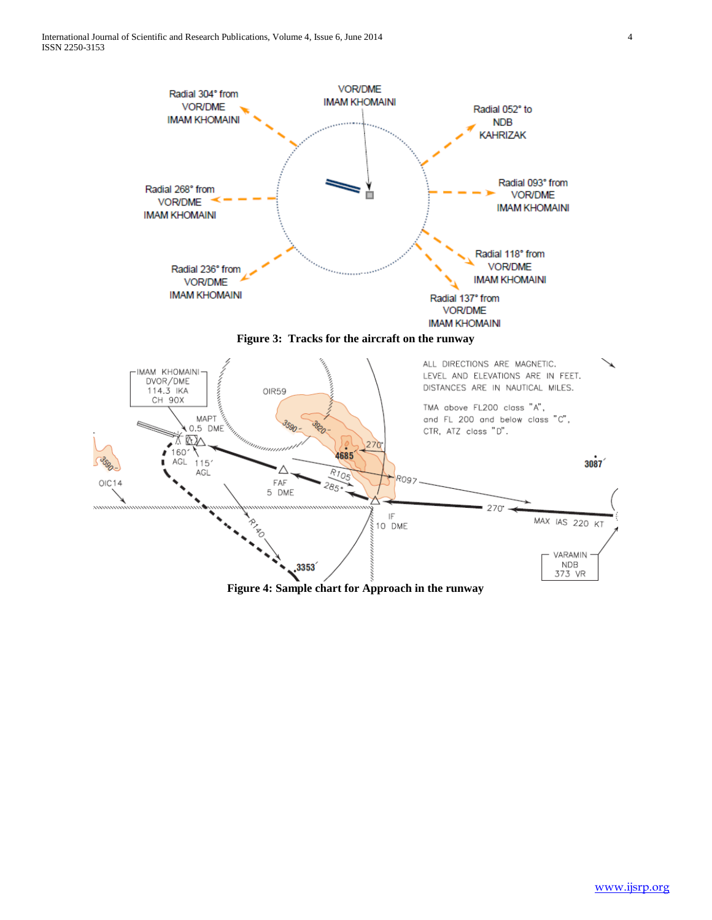**Figure 3: Tracks for the aircraft on the runway**

**Figure 4: Sample chart for Approach in the runway**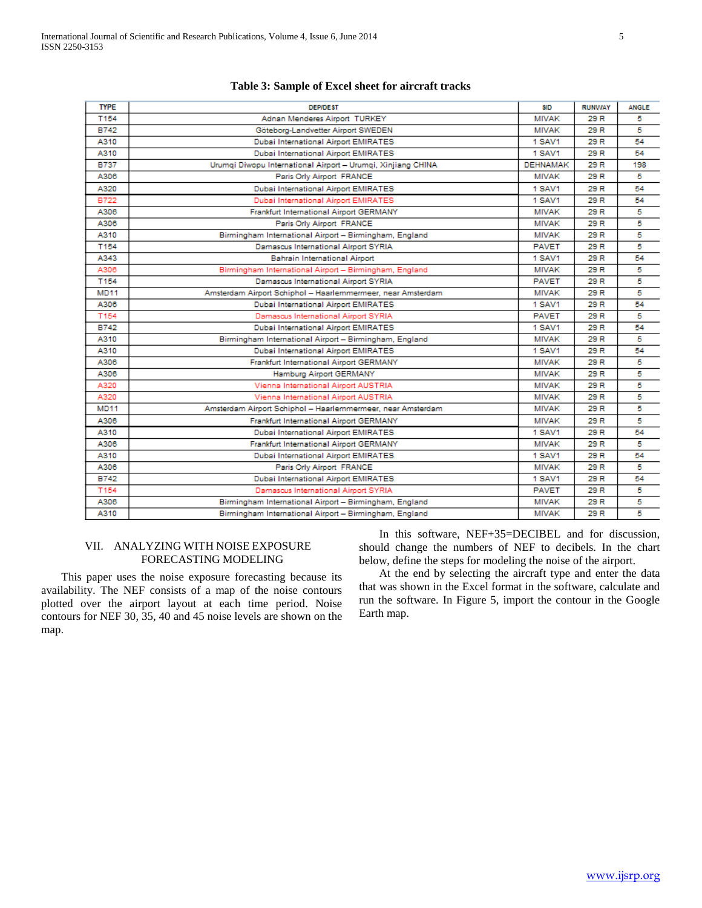**Table 3: Sample of Excel sheet for aircraft tracks**

| TYPE | DEP/DEST | SID | RUNWAY | ANGLE |
|---|---|---|---|---|
| T154 | Adnan Menderes Airport TURKEY | MIVAK | 29 R | 5 |
| B742 | Göteborg-Landvetter Airport SWEDEN | MIVAK | 29 R | 5 |
| A310 | Dubai International Airport EMIRATES | 1 SAV1 | 29 R | 54 |
| A310 | Dubai International Airport EMIRATES | 1 SAV1 | 29 R | 54 |
| B737 | Urumqi Diwopu International Airport – Urumqi, Xinjiang CHINA | DEHNAMAK | 29 R | 198 |
| A306 | Paris Orly Airport FRANCE | MIVAK | 29 R | 5 |
| A320 | Dubai International Airport EMIRATES | 1 SAV1 | 29 R | 54 |
| B722 | Dubai International Airport EMIRATES | 1 SAV1 | 29 R | 54 |
| A306 | Frankfurt International Airport GERMANY | MIVAK | 29 R | 5 |
| A306 | Paris Orly Airport FRANCE | MIVAK | 29 R | 5 |
| A310 | Birmingham International Airport – Birmingham, England | MIVAK | 29 R | 5 |
| T154 | Damascus International Airport SYRIA | PAVET | 29 R | 5 |
| A343 | Bahrain International Airport | 1 SAV1 | 29 R | 54 |
| A306 | Birmingham International Airport – Birmingham, England | MIVAK | 29 R | 5 |
| T154 | Damascus International Airport SYRIA | PAVET | 29 R | 5 |
| MD11 | Amsterdam Airport Schiphol – Haarlemmermeer, near Amsterdam | MIVAK | 29 R | 5 |
| A306 | Dubai International Airport EMIRATES | 1 SAV1 | 29 R | 54 |
| T154 | Damascus International Airport SYRIA | PAVET | 29 R | 5 |
| B742 | Dubai International Airport EMIRATES | 1 SAV1 | 29 R | 54 |
| A310 | Birmingham International Airport – Birmingham, England | MIVAK | 29 R | 5 |
| A310 | Dubai International Airport EMIRATES | 1 SAV1 | 29 R | 54 |
| A306 | Frankfurt International Airport GERMANY | MIVAK | 29 R | 5 |
| A306 | Hamburg Airport GERMANY | MIVAK | 29 R | 5 |
| A320 | Vienna International Airport AUSTRIA | MIVAK | 29 R | 5 |
| A320 | Vienna International Airport AUSTRIA | MIVAK | 29 R | 5 |
| MD11 | Amsterdam Airport Schiphol – Haarlemmermeer, near Amsterdam | MIVAK | 29 R | 5 |
| A306 | Frankfurt International Airport GERMANY | MIVAK | 29 R | 5 |
| A310 | Dubai International Airport EMIRATES | 1 SAV1 | 29 R | 54 |
| A306 | Frankfurt International Airport GERMANY | MIVAK | 29 R | 5 |
| A310 | Dubai International Airport EMIRATES | 1 SAV1 | 29 R | 54 |
| A306 | Paris Orly Airport FRANCE | MIVAK | 29 R | 5 |
| B742 | Dubai International Airport EMIRATES | 1 SAV1 | 29 R | 54 |
| T154 | Damascus International Airport SYRIA | PAVET | 29 R | 5 |
| A306 | Birmingham International Airport – Birmingham, England | MIVAK | 29 R | 5 |
| A310 | Birmingham International Airport – Birmingham, England | MIVAK | 29 R | 5 |

## VII. ANALYZING WITH NOISE EXPOSURE FORECASTING MODELING

This paper uses the noise exposure forecasting because its availability. The NEF consists of a map of the noise contours plotted over the airport layout at each time period. Noise contours for NEF 30, 35, 40 and 45 noise levels are shown on the map.

In this software, NEF+35=DECIBEL and for discussion, should change the numbers of NEF to decibels. In the chart below, define the steps for modeling the noise of the airport.

At the end by selecting the aircraft type and enter the data that was shown in the Excel format in the software, calculate and run the software. In Figure 5, import the contour in the Google Earth map.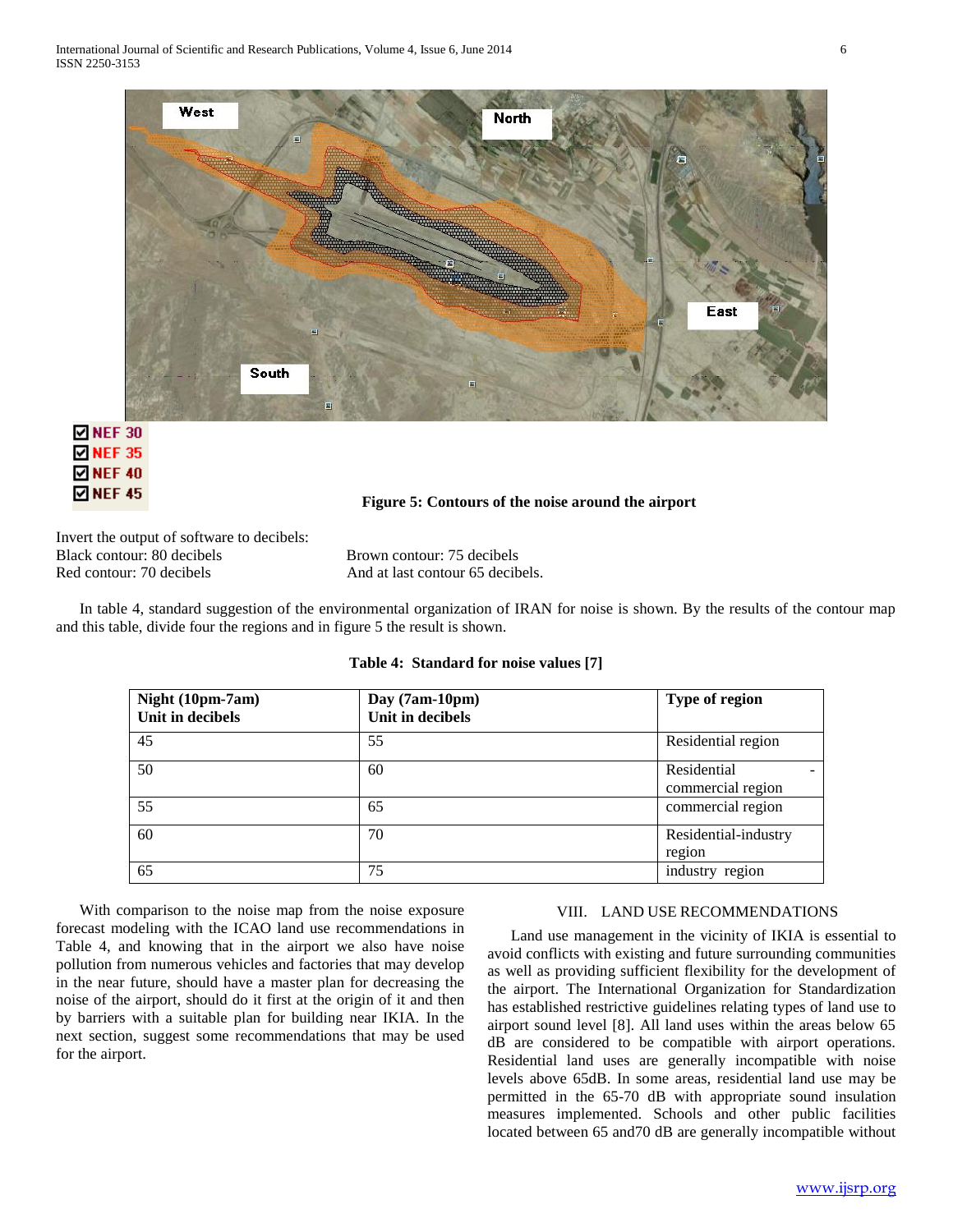Figure 5: Contours of the noise around the airport

Invert the output of software to decibels:

Black contour: 80 decibels

Red contour: 70 decibels

Brown contour: 75 decibels

And at last contour 65 decibels.

In table 4, standard suggestion of the environmental organization of IRAN for noise is shown. By the results of the contour map and this table, divide four the regions and in figure 5 the result is shown.

**Table 4: Standard for noise values [7]**

| Night (10pm-7am) Unit in decibels | Day (7am-10pm) Unit in decibels | Type of region |
|---|---|---|
| 45 | 55 | Residential region |
| 50 | 60 | Residential - commercial region |
| 55 | 65 | commercial region |
| 60 | 70 | Residential-industry region |
| 65 | 75 | industry region |

With comparison to the noise map from the noise exposure forecast modeling with the ICAO land use recommendations in Table 4, and knowing that in the airport we also have noise pollution from numerous vehicles and factories that may develop in the near future, should have a master plan for decreasing the noise of the airport, should do it first at the origin of it and then by barriers with a suitable plan for building near IKIA. In the next section, suggest some recommendations that may be used for the airport.

## VIII. LAND USE RECOMMENDATIONS

Land use management in the vicinity of IKIA is essential to avoid conflicts with existing and future surrounding communities as well as providing sufficient flexibility for the development of the airport. The International Organization for Standardization has established restrictive guidelines relating types of land use to airport sound level [8]. All land uses within the areas below 65 dB are considered to be compatible with airport operations. Residential land uses are generally incompatible with noise levels above 65dB. In some areas, residential land use may be permitted in the 65-70 dB with appropriate sound insulation measures implemented. Schools and other public facilities located between 65 and70 dB are generally incompatible without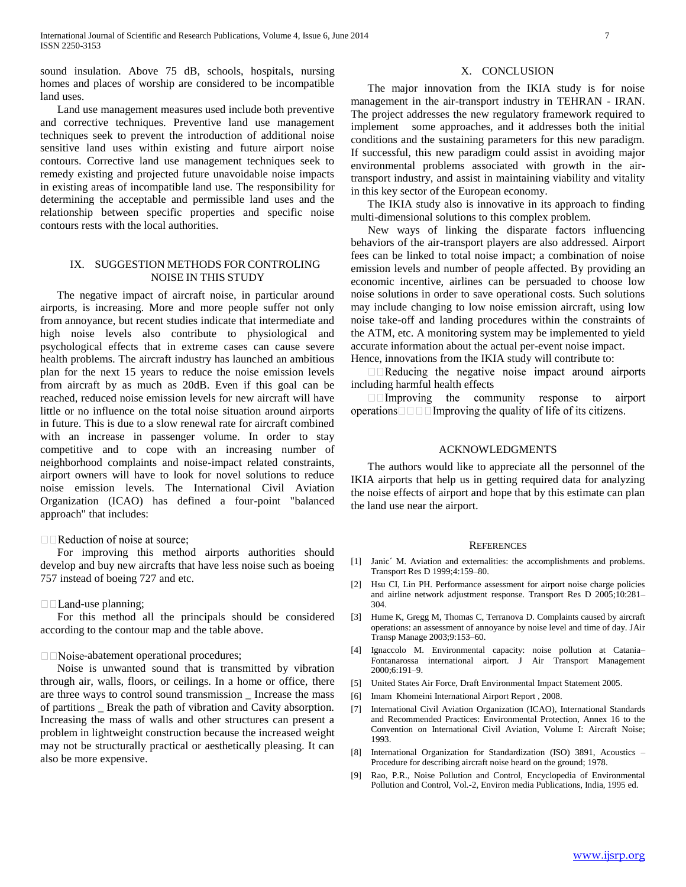sound insulation. Above 75 dB, schools, hospitals, nursing homes and places of worship are considered to be incompatible land uses.

Land use management measures used include both preventive and corrective techniques. Preventive land use management techniques seek to prevent the introduction of additional noise sensitive land uses within existing and future airport noise contours. Corrective land use management techniques seek to remedy existing and projected future unavoidable noise impacts in existing areas of incompatible land use. The responsibility for determining the acceptable and permissible land uses and the relationship between specific properties and specific noise contours rests with the local authorities.

## IX. SUGGESTION METHODS FOR CONTROLING NOISE IN THIS STUDY

The negative impact of aircraft noise, in particular around airports, is increasing. More and more people suffer not only from annoyance, but recent studies indicate that intermediate and high noise levels also contribute to physiological and psychological effects that in extreme cases can cause severe health problems. The aircraft industry has launched an ambitious plan for the next 15 years to reduce the noise emission levels from aircraft by as much as 20dB. Even if this goal can be reached, reduced noise emission levels for new aircraft will have little or no influence on the total noise situation around airports in future. This is due to a slow renewal rate for aircraft combined with an increase in passenger volume. In order to stay competitive and to cope with an increasing number of neighborhood complaints and noise-impact related constraints, airport owners will have to look for novel solutions to reduce noise emission levels. The International Civil Aviation Organization (ICAO) has defined a four-point "balanced approach" that includes:

- Reduction of noise at source;

For improving this method airports authorities should develop and buy new aircrafts that have less noise such as boeing 757 instead of boeing 727 and etc.

- Land-use planning;

For this method all the principals should be considered according to the contour map and the table above.

- Noise-abatement operational procedures;

Noise is unwanted sound that is transmitted by vibration through air, walls, floors, or ceilings. In a home or office, there are three ways to control sound transmission _ Increase the mass of partitions _ Break the path of vibration and Cavity absorption. Increasing the mass of walls and other structures can present a problem in lightweight construction because the increased weight may not be structurally practical or aesthetically pleasing. It can also be more expensive.

## X. CONCLUSION

The major innovation from the IKIA study is for noise management in the air-transport industry in TEHRAN - IRAN. The project addresses the new regulatory framework required to implement some approaches, and it addresses both the initial conditions and the sustaining parameters for this new paradigm. If successful, this new paradigm could assist in avoiding major environmental problems associated with growth in the air-transport industry, and assist in maintaining viability and vitality in this key sector of the European economy.

The IKIA study also is innovative in its approach to finding multi-dimensional solutions to this complex problem.

New ways of linking the disparate factors influencing behaviors of the air-transport players are also addressed. Airport fees can be linked to total noise impact; a combination of noise emission levels and number of people affected. By providing an economic incentive, airlines can be persuaded to choose low noise solutions in order to save operational costs. Such solutions may include changing to low noise emission aircraft, using low noise take-off and landing procedures within the constraints of the ATM, etc. A monitoring system may be implemented to yield accurate information about the actual per-event noise impact.

Hence, innovations from the IKIA study will contribute to:

- Reducing the negative noise impact around airports including harmful health effects
- Improving the community response to airport operations
- Improving the quality of life of its citizens.

## ACKNOWLEDGMENTS

The authors would like to appreciate all the personnel of the IKIA airports that help us in getting required data for analyzing the noise effects of airport and hope that by this estimate can plan the land use near the airport.

## REFERENCES

[1] Janic´ M. Aviation and externalities: the accomplishments and problems. Transport Res D 1999;4:159–80.

[2] Hsu CI, Lin PH. Performance assessment for airport noise charge policies and airline network adjustment response. Transport Res D 2005;10:281–304.

[3] Hume K, Gregg M, Thomas C, Terranova D. Complaints caused by aircraft operations: an assessment of annoyance by noise level and time of day. JAir Transp Manage 2003;9:153–60.

[4] Ignaccolo M. Environmental capacity: noise pollution at Catania–Fontanarossa international airport. J Air Transport Management 2000;6:191–9.

[5] United States Air Force, Draft Environmental Impact Statement 2005.

[6] Imam Khomeini International Airport Report , 2008.

[7] International Civil Aviation Organization (ICAO), International Standards and Recommended Practices: Environmental Protection, Annex 16 to the Convention on International Civil Aviation, Volume I: Aircraft Noise; 1993.

[8] International Organization for Standardization (ISO) 3891, Acoustics – Procedure for describing aircraft noise heard on the ground; 1978.

[9] Rao, P.R., Noise Pollution and Control, Encyclopedia of Environmental Pollution and Control, Vol.-2, Environ media Publications, India, 1995 ed.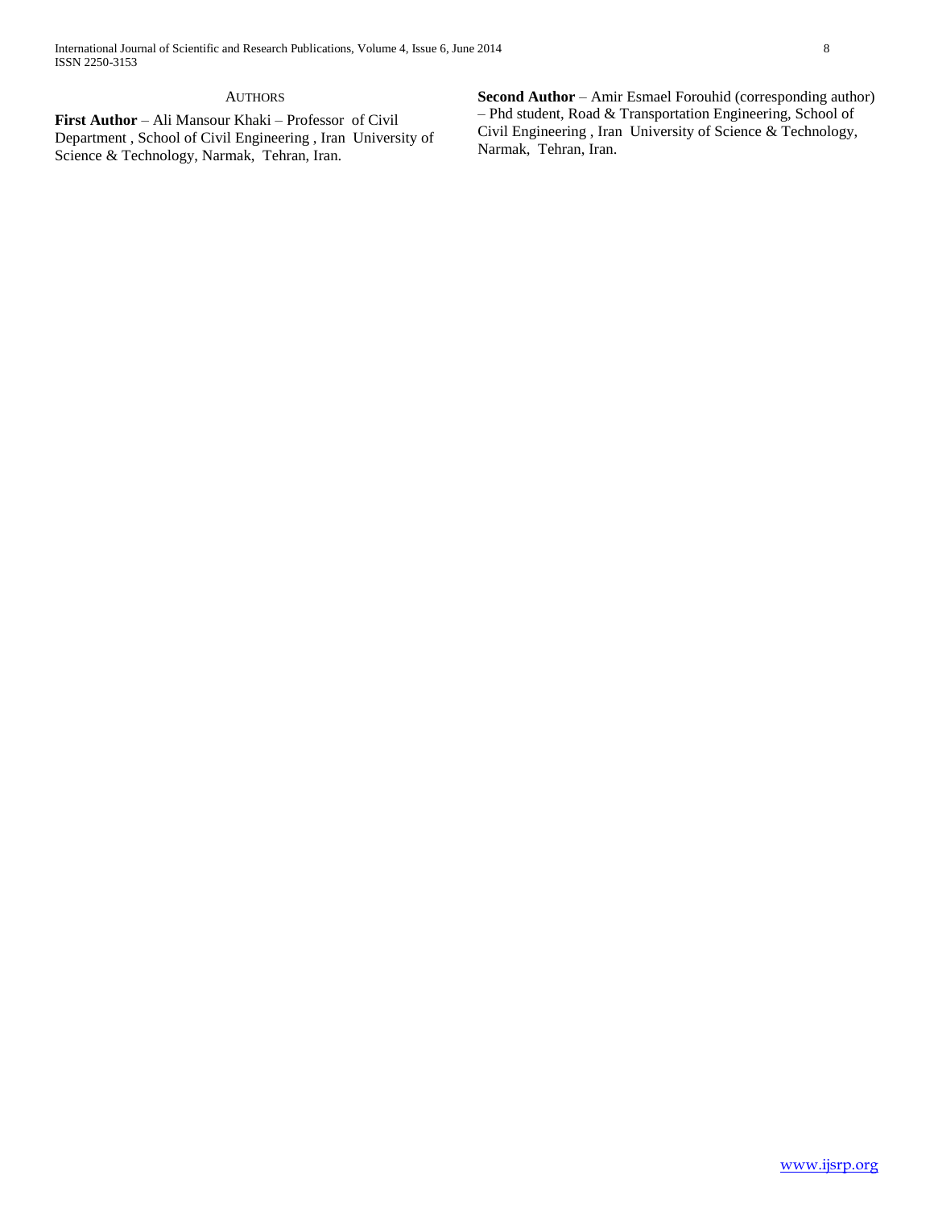## AUTHORS

**First Author** – Ali Mansour Khaki – Professor of Civil Department , School of Civil Engineering , Iran University of Science & Technology, Narmak, Tehran, Iran.

**Second Author** – Amir Esmael Forouhid (corresponding author) – Phd student, Road & Transportation Engineering, School of Civil Engineering , Iran University of Science & Technology, Narmak, Tehran, Iran.